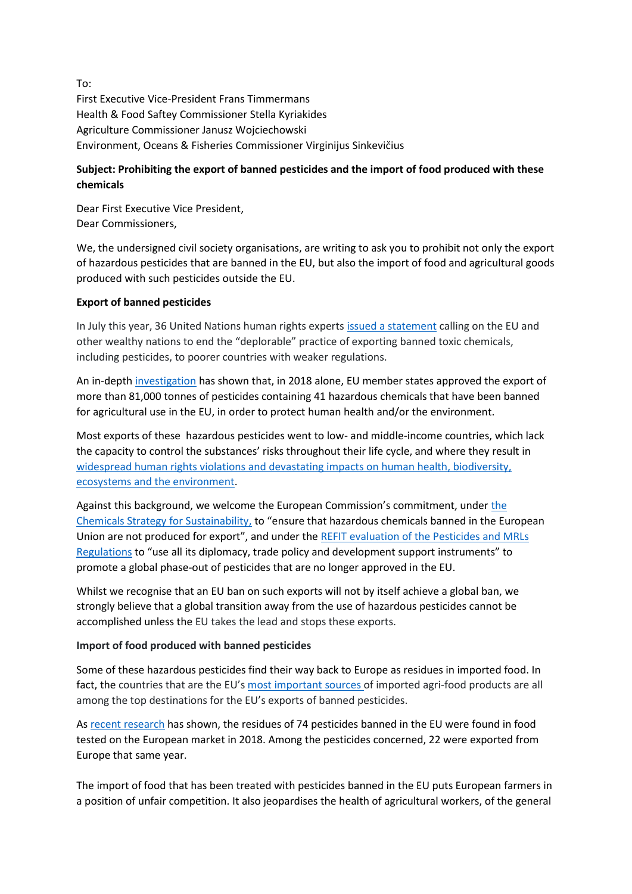To:
First Executive Vice-President Frans Timmermans
Health & Food Saftey Commissioner Stella Kyriakides
Agriculture Commissioner Janusz Wojciechowski
Environment, Oceans & Fisheries Commissioner Virginijus Sinkevičius

**Subject: Prohibiting the export of banned pesticides and the import of food produced with these chemicals**

Dear First Executive Vice President,
Dear Commissioners,

We, the undersigned civil society organisations, are writing to ask you to prohibit not only the export of hazardous pesticides that are banned in the EU, but also the import of food and agricultural goods produced with such pesticides outside the EU.

**Export of banned pesticides**

In July this year, 36 United Nations human rights experts issued a statement calling on the EU and other wealthy nations to end the "deplorable" practice of exporting banned toxic chemicals, including pesticides, to poorer countries with weaker regulations.

An in-depth investigation has shown that, in 2018 alone, EU member states approved the export of more than 81,000 tonnes of pesticides containing 41 hazardous chemicals that have been banned for agricultural use in the EU, in order to protect human health and/or the environment.

Most exports of these hazardous pesticides went to low- and middle-income countries, which lack the capacity to control the substances' risks throughout their life cycle, and where they result in widespread human rights violations and devastating impacts on human health, biodiversity, ecosystems and the environment.

Against this background, we welcome the European Commission's commitment, under the Chemicals Strategy for Sustainability, to "ensure that hazardous chemicals banned in the European Union are not produced for export", and under the REFIT evaluation of the Pesticides and MRLs Regulations to "use all its diplomacy, trade policy and development support instruments" to promote a global phase-out of pesticides that are no longer approved in the EU.

Whilst we recognise that an EU ban on such exports will not by itself achieve a global ban, we strongly believe that a global transition away from the use of hazardous pesticides cannot be accomplished unless the EU takes the lead and stops these exports.

**Import of food produced with banned pesticides**

Some of these hazardous pesticides find their way back to Europe as residues in imported food. In fact, the countries that are the EU's most important sources of imported agri-food products are all among the top destinations for the EU's exports of banned pesticides.

As recent research has shown, the residues of 74 pesticides banned in the EU were found in food tested on the European market in 2018. Among the pesticides concerned, 22 were exported from Europe that same year.

The import of food that has been treated with pesticides banned in the EU puts European farmers in a position of unfair competition. It also jeopardises the health of agricultural workers, of the general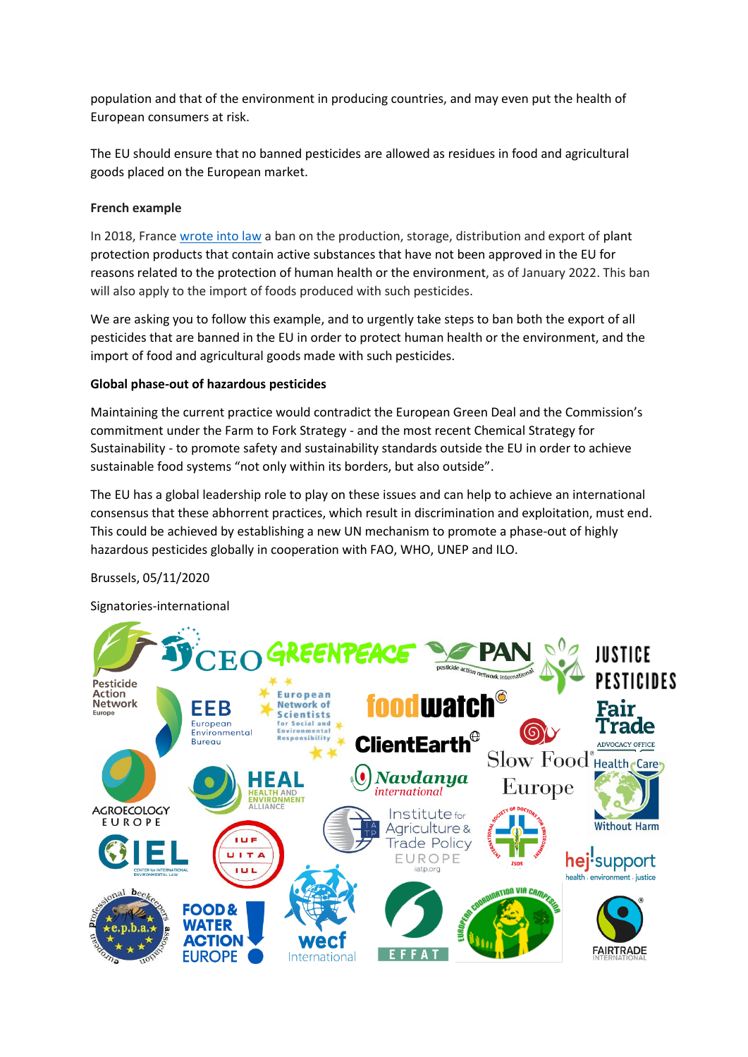population and that of the environment in producing countries, and may even put the health of European consumers at risk.

The EU should ensure that no banned pesticides are allowed as residues in food and agricultural goods placed on the European market.

**French example**

In 2018, France [wrote into law] a ban on the production, storage, distribution and export of plant protection products that contain active substances that have not been approved in the EU for reasons related to the protection of human health or the environment, as of January 2022. This ban will also apply to the import of foods produced with such pesticides.

We are asking you to follow this example, and to urgently take steps to ban both the export of all pesticides that are banned in the EU in order to protect human health or the environment, and the import of food and agricultural goods made with such pesticides.

**Global phase-out of hazardous pesticides**

Maintaining the current practice would contradict the European Green Deal and the Commission's commitment under the Farm to Fork Strategy - and the most recent Chemical Strategy for Sustainability - to promote safety and sustainability standards outside the EU in order to achieve sustainable food systems "not only within its borders, but also outside".

The EU has a global leadership role to play on these issues and can help to achieve an international consensus that these abhorrent practices, which result in discrimination and exploitation, must end. This could be achieved by establishing a new UN mechanism to promote a phase-out of highly hazardous pesticides globally in cooperation with FAO, WHO, UNEP and ILO.

Brussels, 05/11/2020

Signatories-international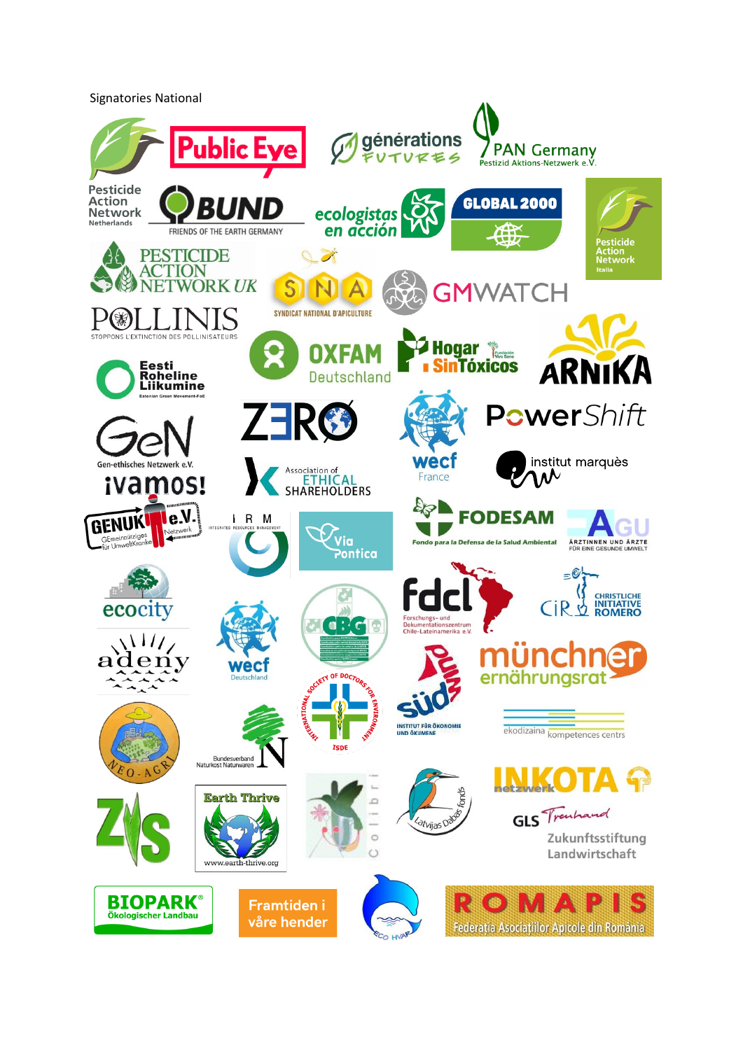Signatories National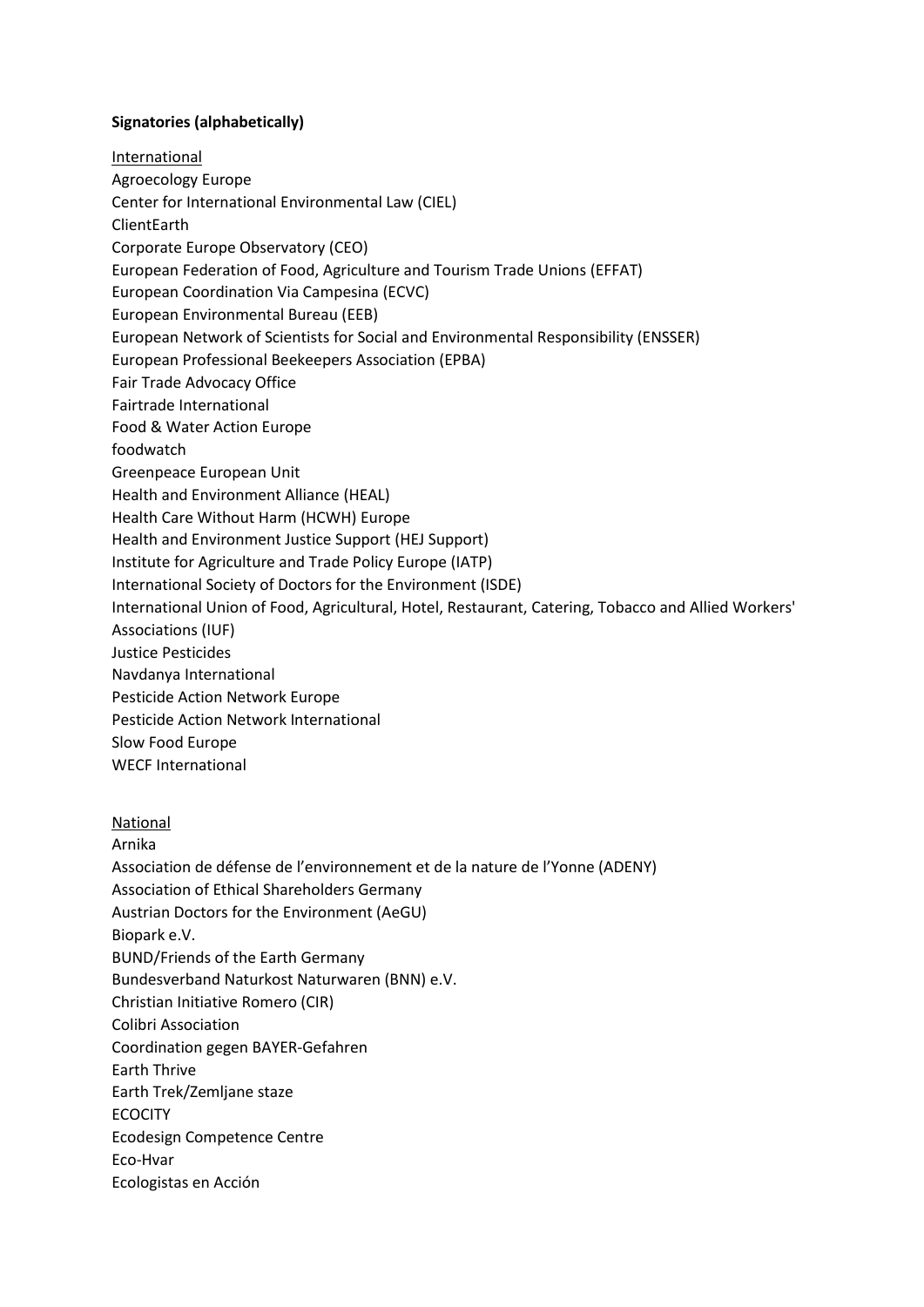**Signatories (alphabetically)**

International

Agroecology Europe
Center for International Environmental Law (CIEL)
ClientEarth
Corporate Europe Observatory (CEO)
European Federation of Food, Agriculture and Tourism Trade Unions (EFFAT)
European Coordination Via Campesina (ECVC)
European Environmental Bureau (EEB)
European Network of Scientists for Social and Environmental Responsibility (ENSSER)
European Professional Beekeepers Association (EPBA)
Fair Trade Advocacy Office
Fairtrade International
Food & Water Action Europe
foodwatch
Greenpeace European Unit
Health and Environment Alliance (HEAL)
Health Care Without Harm (HCWH) Europe
Health and Environment Justice Support (HEJ Support)
Institute for Agriculture and Trade Policy Europe (IATP)
International Society of Doctors for the Environment (ISDE)
International Union of Food, Agricultural, Hotel, Restaurant, Catering, Tobacco and Allied Workers' Associations (IUF)
Justice Pesticides
Navdanya International
Pesticide Action Network Europe
Pesticide Action Network International
Slow Food Europe
WECF International

National

Arnika
Association de défense de l'environnement et de la nature de l'Yonne (ADENY)
Association of Ethical Shareholders Germany
Austrian Doctors for the Environment (AeGU)
Biopark e.V.
BUND/Friends of the Earth Germany
Bundesverband Naturkost Naturwaren (BNN) e.V.
Christian Initiative Romero (CIR)
Colibri Association
Coordination gegen BAYER-Gefahren
Earth Thrive
Earth Trek/Zemljane staze
ECOCITY
Ecodesign Competence Centre
Eco-Hvar
Ecologistas en Acción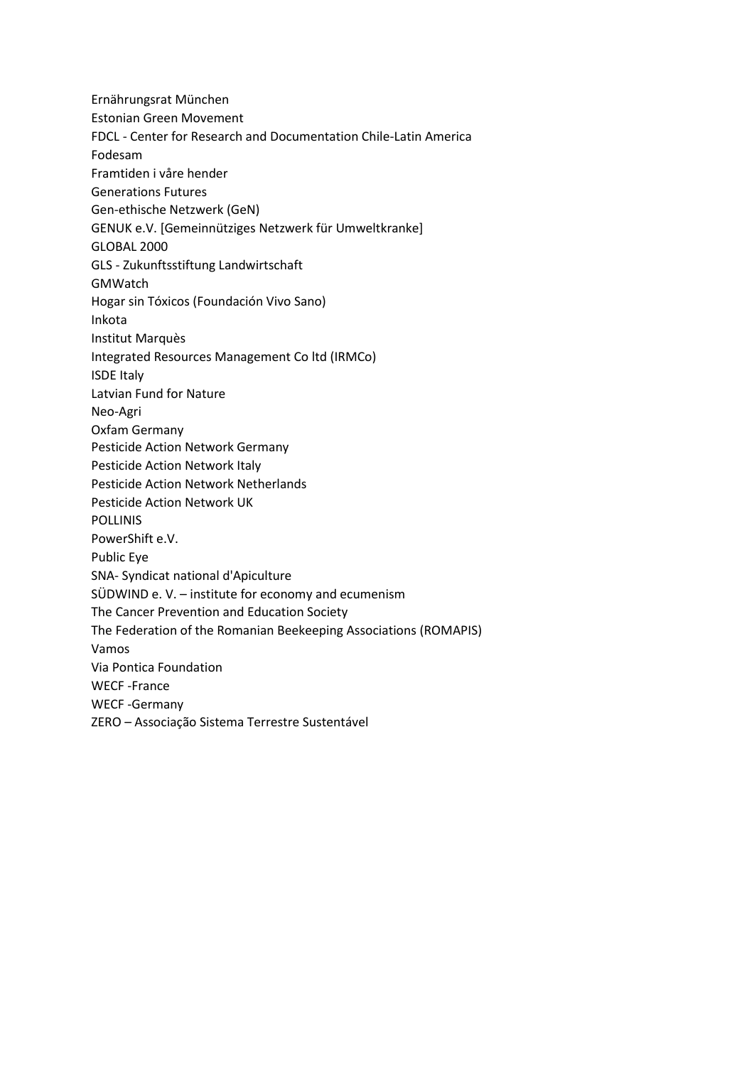Ernährungsrat München
Estonian Green Movement
FDCL - Center for Research and Documentation Chile-Latin America
Fodesam
Framtiden i våre hender
Generations Futures
Gen-ethische Netzwerk (GeN)
GENUK e.V. [Gemeinnütziges Netzwerk für Umweltkranke]
GLOBAL 2000
GLS - Zukunftsstiftung Landwirtschaft
GMWatch
Hogar sin Tóxicos (Foundación Vivo Sano)
Inkota
Institut Marquès
Integrated Resources Management Co ltd (IRMCo)
ISDE Italy
Latvian Fund for Nature
Neo-Agri
Oxfam Germany
Pesticide Action Network Germany
Pesticide Action Network Italy
Pesticide Action Network Netherlands
Pesticide Action Network UK
POLLINIS
PowerShift e.V.
Public Eye
SNA- Syndicat national d'Apiculture
SÜDWIND e. V. – institute for economy and ecumenism
The Cancer Prevention and Education Society
The Federation of the Romanian Beekeeping Associations (ROMAPIS)
Vamos
Via Pontica Foundation
WECF -France
WECF -Germany
ZERO – Associação Sistema Terrestre Sustentável